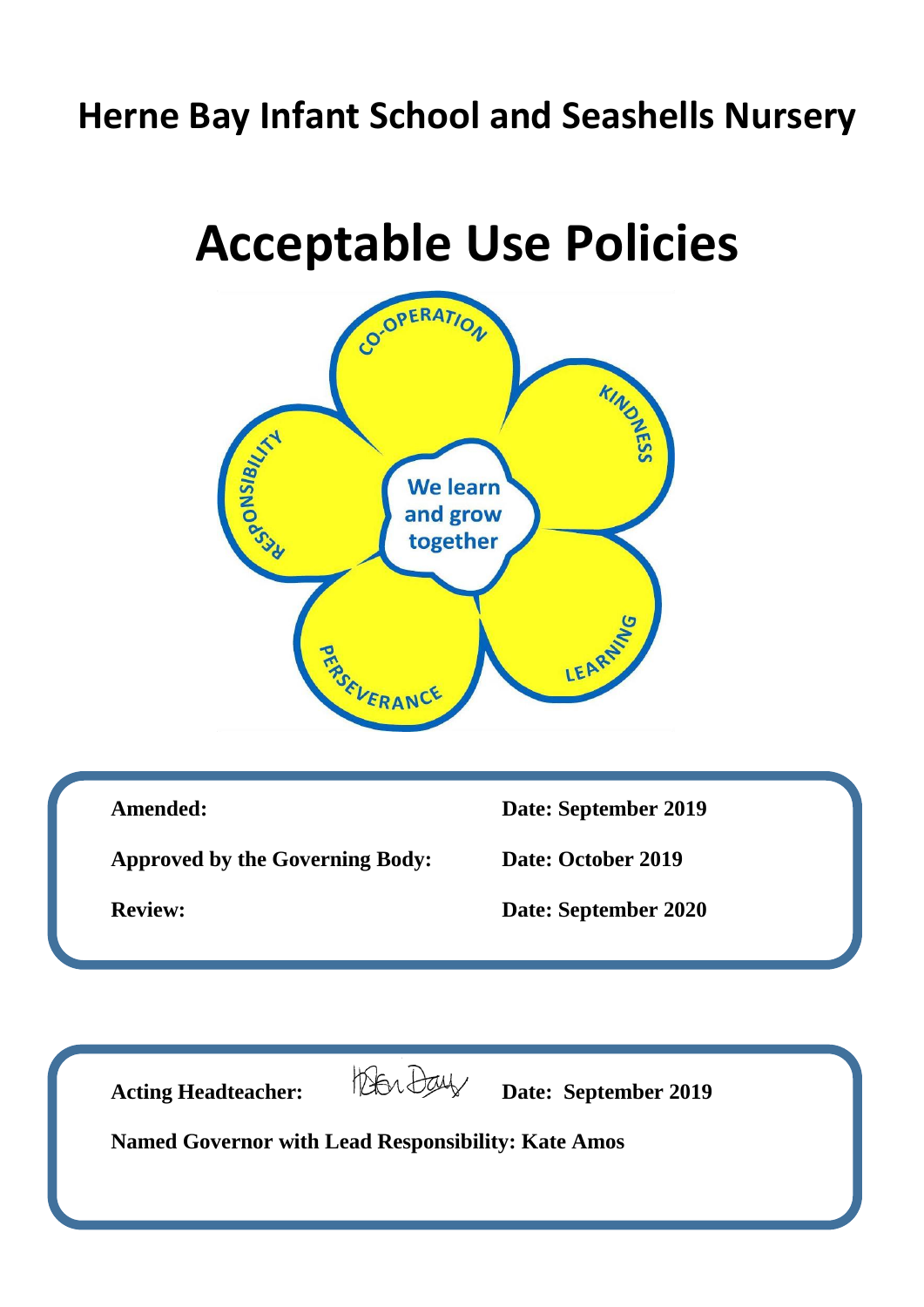# Herne Bay Infant School and Seashells Nursery

# Acceptable Use Policies

CO-OPERATION
KINDNESS
LEARNING
PERSEVERANCE
RESPONSIBILITY

We learn and grow together

| | |
|---|---|
| **Amended:** | **Date: September 2019** |
| **Approved by the Governing Body:** | **Date: October 2019** |
| **Review:** | **Date: September 2020** |

**Acting Headteacher:** Helen Day **Date: September 2019**

**Named Governor with Lead Responsibility: Kate Amos**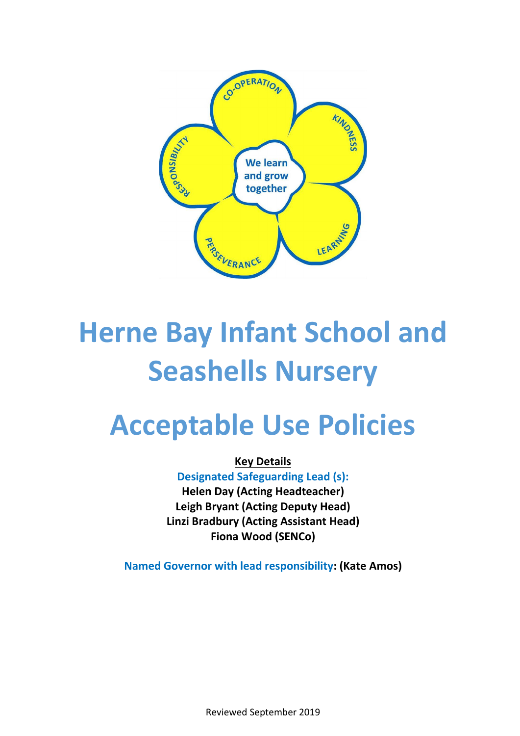# Herne Bay Infant School and Seashells Nursery

# Acceptable Use Policies

**Key Details**

**Designated Safeguarding Lead (s):**
**Helen Day (Acting Headteacher)**
**Leigh Bryant (Acting Deputy Head)**
**Linzi Bradbury (Acting Assistant Head)**
**Fiona Wood (SENCo)**

**Named Governor with lead responsibility: (Kate Amos)**

Reviewed September 2019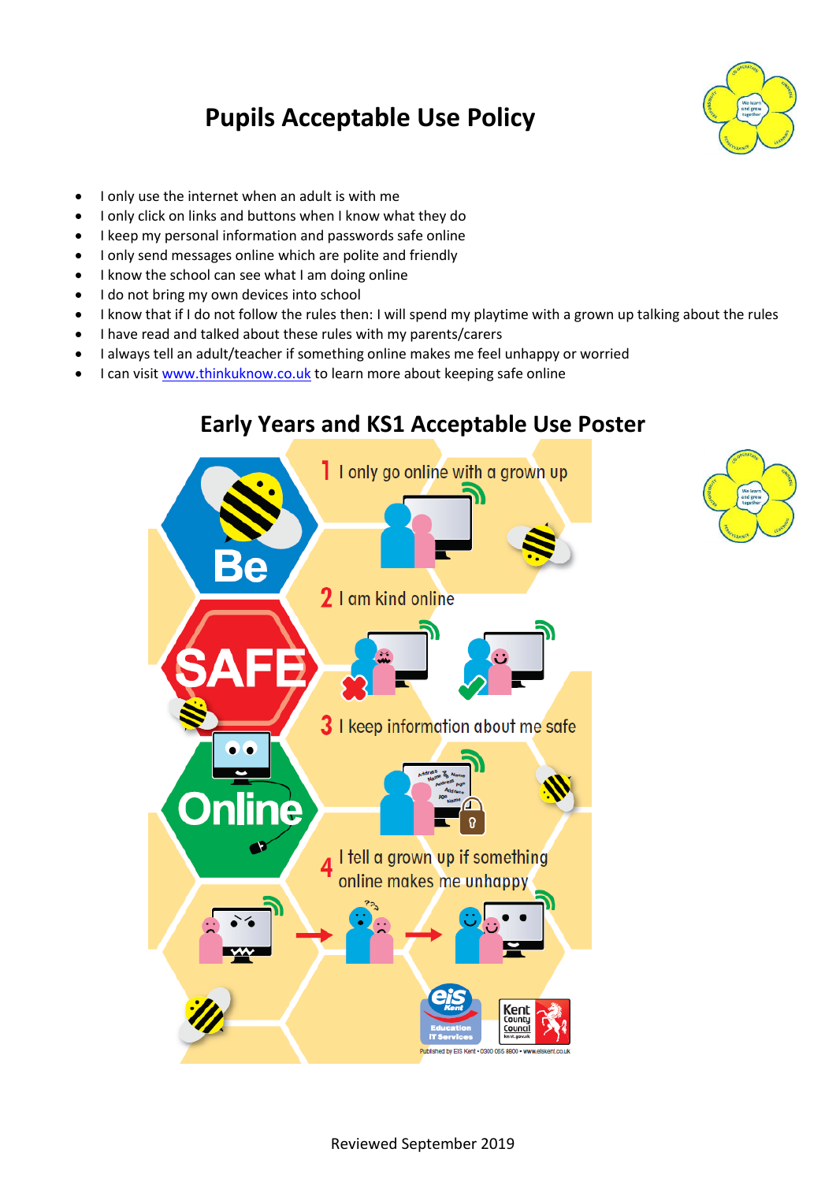# Pupils Acceptable Use Policy

- I only use the internet when an adult is with me
- I only click on links and buttons when I know what they do
- I keep my personal information and passwords safe online
- I only send messages online which are polite and friendly
- I know the school can see what I am doing online
- I do not bring my own devices into school
- I know that if I do not follow the rules then: I will spend my playtime with a grown up talking about the rules
- I have read and talked about these rules with my parents/carers
- I always tell an adult/teacher if something online makes me feel unhappy or worried
- I can visit www.thinkuknow.co.uk to learn more about keeping safe online

## Early Years and KS1 Acceptable Use Poster

Be SAFE Online

1 I only go online with a grown up

2 I am kind online

3 I keep information about me safe

4 I tell a grown up if something online makes me unhappy

Published by EIS Kent • 0300 065 8800 • www.eiskent.co.uk

Reviewed September 2019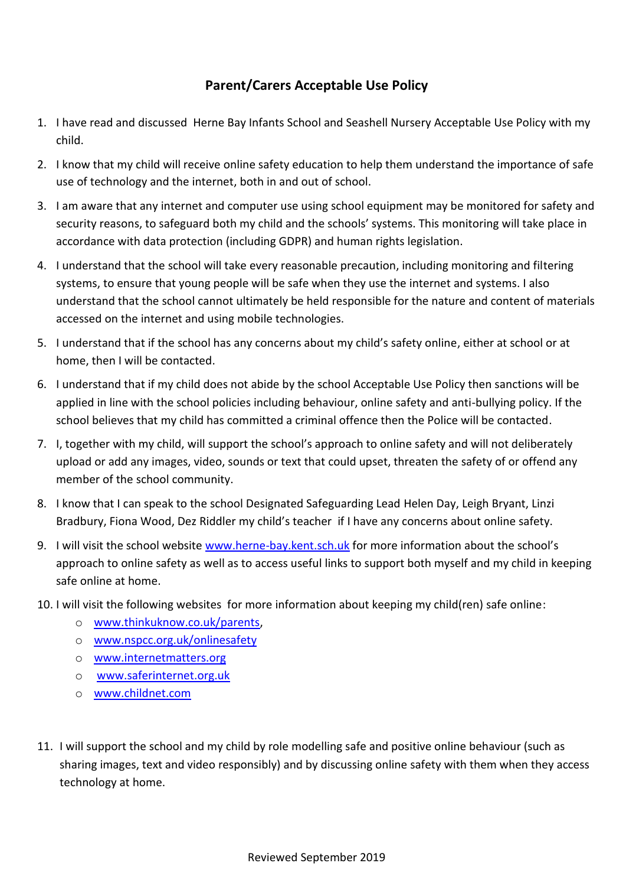## Parent/Carers Acceptable Use Policy

1. I have read and discussed Herne Bay Infants School and Seashell Nursery Acceptable Use Policy with my child.
2. I know that my child will receive online safety education to help them understand the importance of safe use of technology and the internet, both in and out of school.
3. I am aware that any internet and computer use using school equipment may be monitored for safety and security reasons, to safeguard both my child and the schools' systems. This monitoring will take place in accordance with data protection (including GDPR) and human rights legislation.
4. I understand that the school will take every reasonable precaution, including monitoring and filtering systems, to ensure that young people will be safe when they use the internet and systems. I also understand that the school cannot ultimately be held responsible for the nature and content of materials accessed on the internet and using mobile technologies.
5. I understand that if the school has any concerns about my child's safety online, either at school or at home, then I will be contacted.
6. I understand that if my child does not abide by the school Acceptable Use Policy then sanctions will be applied in line with the school policies including behaviour, online safety and anti-bullying policy. If the school believes that my child has committed a criminal offence then the Police will be contacted.
7. I, together with my child, will support the school's approach to online safety and will not deliberately upload or add any images, video, sounds or text that could upset, threaten the safety of or offend any member of the school community.
8. I know that I can speak to the school Designated Safeguarding Lead Helen Day, Leigh Bryant, Linzi Bradbury, Fiona Wood, Dez Riddler my child's teacher if I have any concerns about online safety.
9. I will visit the school website www.herne-bay.kent.sch.uk for more information about the school's approach to online safety as well as to access useful links to support both myself and my child in keeping safe online at home.
10. I will visit the following websites for more information about keeping my child(ren) safe online:
    - www.thinkuknow.co.uk/parents,
    - www.nspcc.org.uk/onlinesafety
    - www.internetmatters.org
    - www.saferinternet.org.uk
    - www.childnet.com
11. I will support the school and my child by role modelling safe and positive online behaviour (such as sharing images, text and video responsibly) and by discussing online safety with them when they access technology at home.

Reviewed September 2019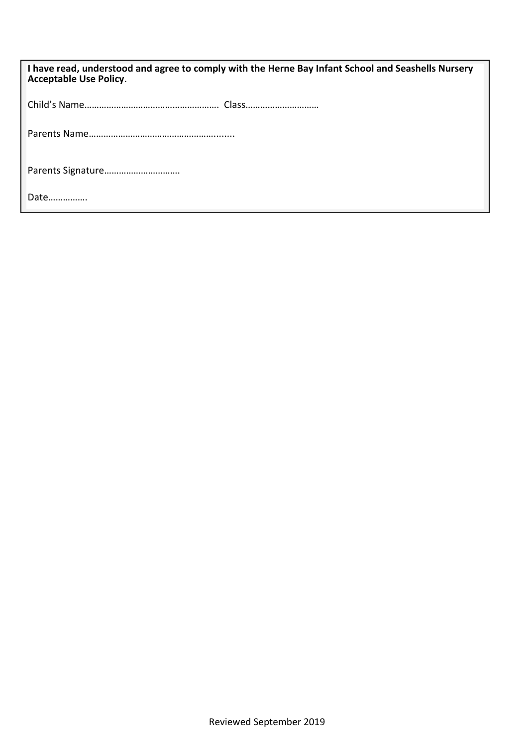**I have read, understood and agree to comply with the Herne Bay Infant School and Seashells Nursery Acceptable Use Policy**.

Child's Name………………………………………………. Class…………………………

Parents Name…………………………………………….......

Parents Signature………………………….

Date…………….

Reviewed September 2019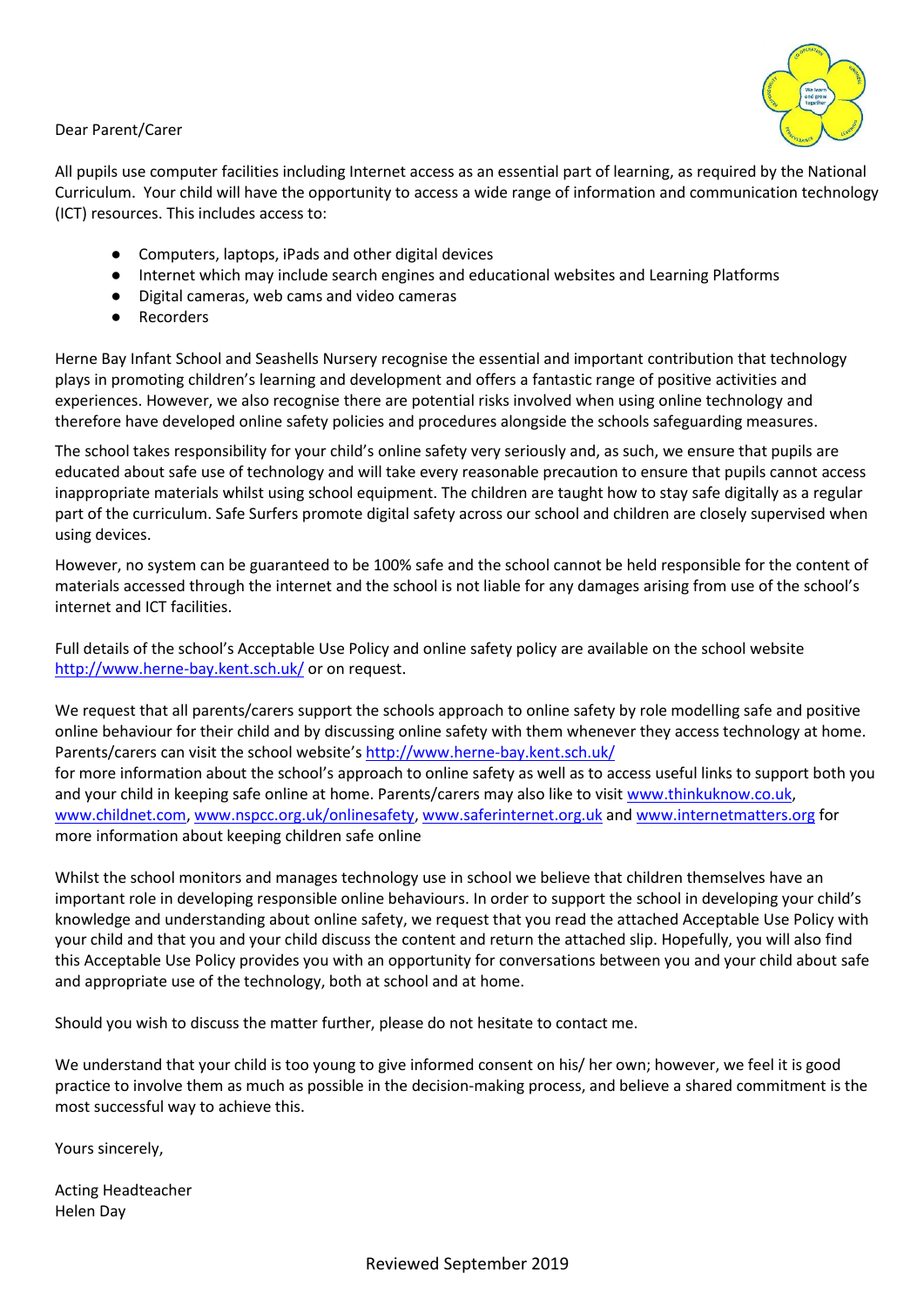Dear Parent/Carer

All pupils use computer facilities including Internet access as an essential part of learning, as required by the National Curriculum. Your child will have the opportunity to access a wide range of information and communication technology (ICT) resources. This includes access to:

- Computers, laptops, iPads and other digital devices
- Internet which may include search engines and educational websites and Learning Platforms
- Digital cameras, web cams and video cameras
- Recorders

Herne Bay Infant School and Seashells Nursery recognise the essential and important contribution that technology plays in promoting children's learning and development and offers a fantastic range of positive activities and experiences. However, we also recognise there are potential risks involved when using online technology and therefore have developed online safety policies and procedures alongside the schools safeguarding measures.

The school takes responsibility for your child's online safety very seriously and, as such, we ensure that pupils are educated about safe use of technology and will take every reasonable precaution to ensure that pupils cannot access inappropriate materials whilst using school equipment. The children are taught how to stay safe digitally as a regular part of the curriculum. Safe Surfers promote digital safety across our school and children are closely supervised when using devices.

However, no system can be guaranteed to be 100% safe and the school cannot be held responsible for the content of materials accessed through the internet and the school is not liable for any damages arising from use of the school's internet and ICT facilities.

Full details of the school's Acceptable Use Policy and online safety policy are available on the school website http://www.herne-bay.kent.sch.uk/ or on request.

We request that all parents/carers support the schools approach to online safety by role modelling safe and positive online behaviour for their child and by discussing online safety with them whenever they access technology at home. Parents/carers can visit the school website's http://www.herne-bay.kent.sch.uk/ for more information about the school's approach to online safety as well as to access useful links to support both you and your child in keeping safe online at home. Parents/carers may also like to visit www.thinkuknow.co.uk, www.childnet.com, www.nspcc.org.uk/onlinesafety, www.saferinternet.org.uk and www.internetmatters.org for more information about keeping children safe online

Whilst the school monitors and manages technology use in school we believe that children themselves have an important role in developing responsible online behaviours. In order to support the school in developing your child's knowledge and understanding about online safety, we request that you read the attached Acceptable Use Policy with your child and that you and your child discuss the content and return the attached slip. Hopefully, you will also find this Acceptable Use Policy provides you with an opportunity for conversations between you and your child about safe and appropriate use of the technology, both at school and at home.

Should you wish to discuss the matter further, please do not hesitate to contact me.

We understand that your child is too young to give informed consent on his/ her own; however, we feel it is good practice to involve them as much as possible in the decision-making process, and believe a shared commitment is the most successful way to achieve this.

Yours sincerely,

Acting Headteacher
Helen Day

Reviewed September 2019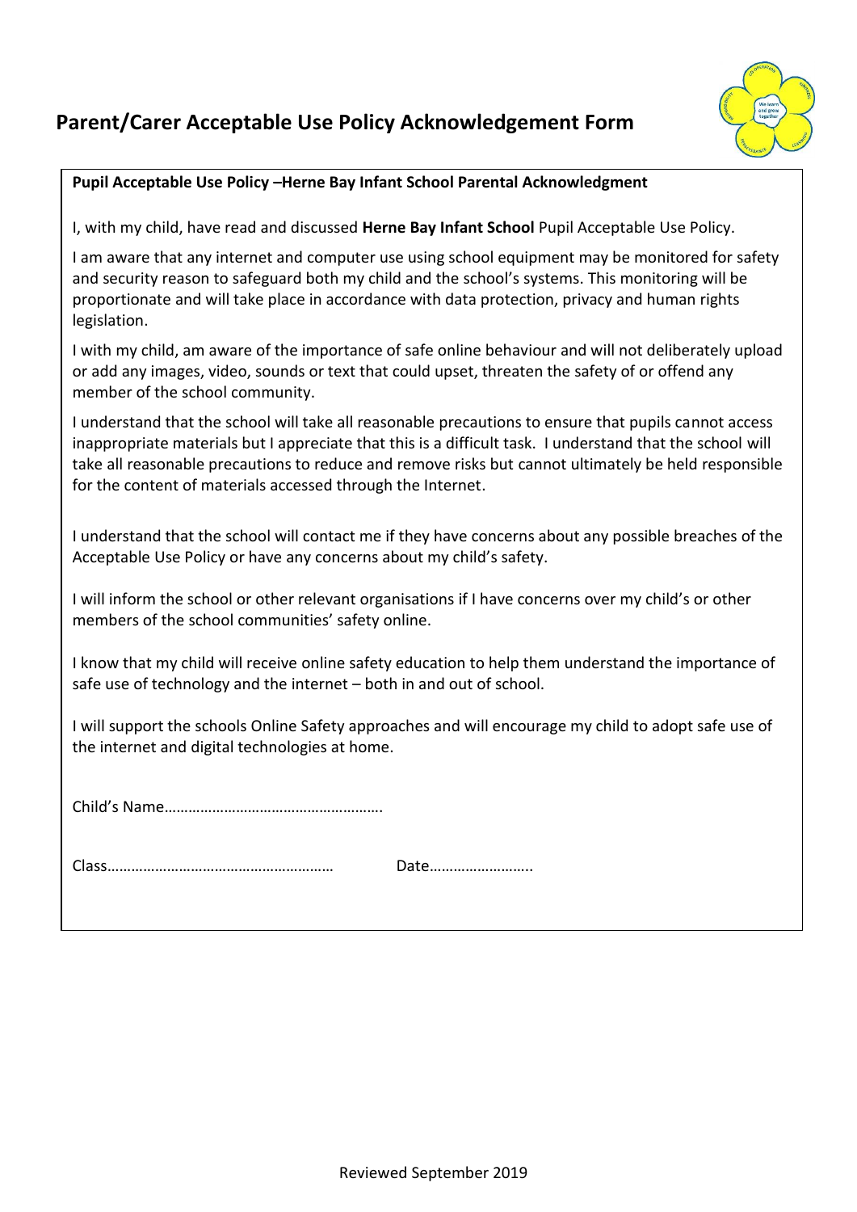# Parent/Carer Acceptable Use Policy Acknowledgement Form

**Pupil Acceptable Use Policy –Herne Bay Infant School Parental Acknowledgment**

I, with my child, have read and discussed **Herne Bay Infant School** Pupil Acceptable Use Policy.

I am aware that any internet and computer use using school equipment may be monitored for safety and security reason to safeguard both my child and the school's systems. This monitoring will be proportionate and will take place in accordance with data protection, privacy and human rights legislation.

I with my child, am aware of the importance of safe online behaviour and will not deliberately upload or add any images, video, sounds or text that could upset, threaten the safety of or offend any member of the school community.

I understand that the school will take all reasonable precautions to ensure that pupils cannot access inappropriate materials but I appreciate that this is a difficult task. I understand that the school will take all reasonable precautions to reduce and remove risks but cannot ultimately be held responsible for the content of materials accessed through the Internet.

I understand that the school will contact me if they have concerns about any possible breaches of the Acceptable Use Policy or have any concerns about my child's safety.

I will inform the school or other relevant organisations if I have concerns over my child's or other members of the school communities' safety online.

I know that my child will receive online safety education to help them understand the importance of safe use of technology and the internet – both in and out of school.

I will support the schools Online Safety approaches and will encourage my child to adopt safe use of the internet and digital technologies at home.

Child's Name……………………………………………….

Class…………………………………………………  Date……………………..

Reviewed September 2019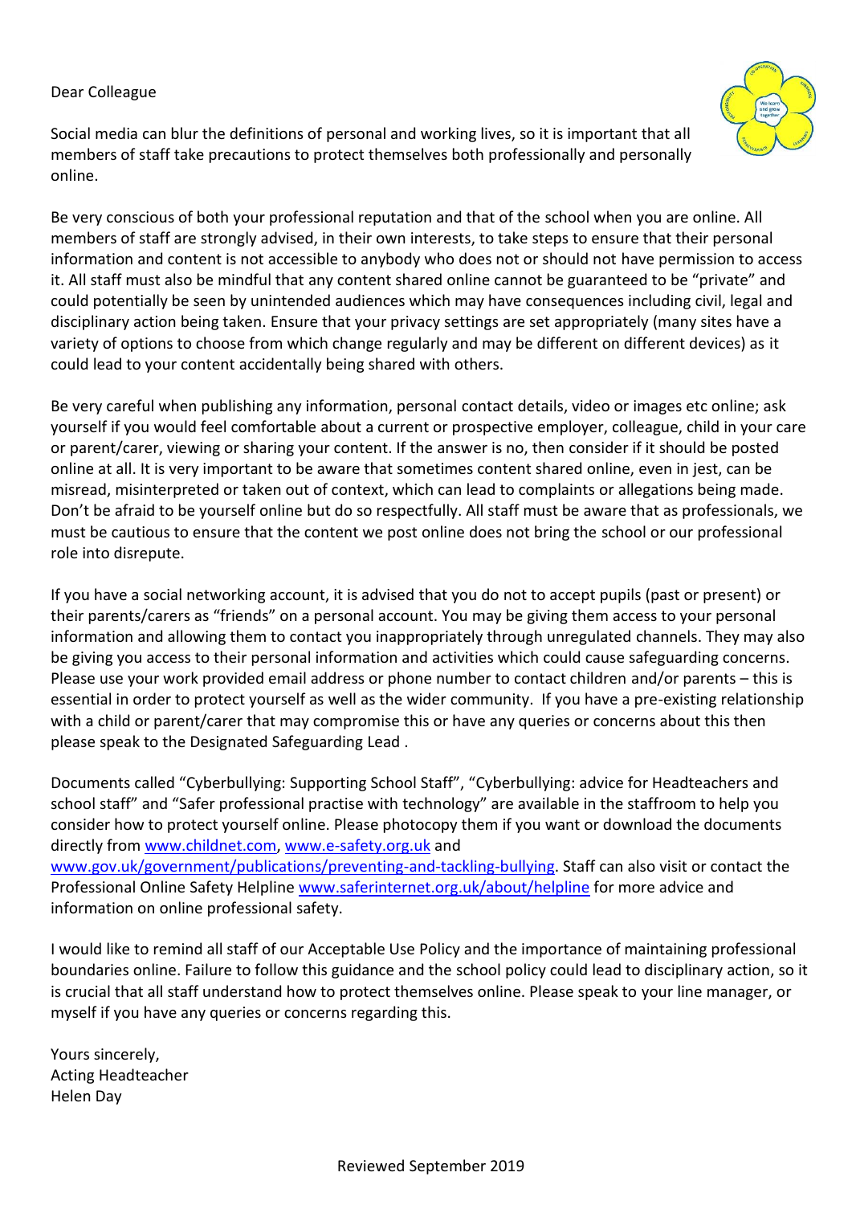Dear Colleague

Social media can blur the definitions of personal and working lives, so it is important that all members of staff take precautions to protect themselves both professionally and personally online.

Be very conscious of both your professional reputation and that of the school when you are online. All members of staff are strongly advised, in their own interests, to take steps to ensure that their personal information and content is not accessible to anybody who does not or should not have permission to access it. All staff must also be mindful that any content shared online cannot be guaranteed to be "private" and could potentially be seen by unintended audiences which may have consequences including civil, legal and disciplinary action being taken. Ensure that your privacy settings are set appropriately (many sites have a variety of options to choose from which change regularly and may be different on different devices) as it could lead to your content accidentally being shared with others.

Be very careful when publishing any information, personal contact details, video or images etc online; ask yourself if you would feel comfortable about a current or prospective employer, colleague, child in your care or parent/carer, viewing or sharing your content. If the answer is no, then consider if it should be posted online at all. It is very important to be aware that sometimes content shared online, even in jest, can be misread, misinterpreted or taken out of context, which can lead to complaints or allegations being made. Don't be afraid to be yourself online but do so respectfully. All staff must be aware that as professionals, we must be cautious to ensure that the content we post online does not bring the school or our professional role into disrepute.

If you have a social networking account, it is advised that you do not to accept pupils (past or present) or their parents/carers as "friends" on a personal account. You may be giving them access to your personal information and allowing them to contact you inappropriately through unregulated channels. They may also be giving you access to their personal information and activities which could cause safeguarding concerns. Please use your work provided email address or phone number to contact children and/or parents – this is essential in order to protect yourself as well as the wider community. If you have a pre-existing relationship with a child or parent/carer that may compromise this or have any queries or concerns about this then please speak to the Designated Safeguarding Lead .

Documents called "Cyberbullying: Supporting School Staff", "Cyberbullying: advice for Headteachers and school staff" and "Safer professional practise with technology" are available in the staffroom to help you consider how to protect yourself online. Please photocopy them if you want or download the documents directly from www.childnet.com, www.e-safety.org.uk and www.gov.uk/government/publications/preventing-and-tackling-bullying. Staff can also visit or contact the Professional Online Safety Helpline www.saferinternet.org.uk/about/helpline for more advice and information on online professional safety.

I would like to remind all staff of our Acceptable Use Policy and the importance of maintaining professional boundaries online. Failure to follow this guidance and the school policy could lead to disciplinary action, so it is crucial that all staff understand how to protect themselves online. Please speak to your line manager, or myself if you have any queries or concerns regarding this.

Yours sincerely,
Acting Headteacher
Helen Day

Reviewed September 2019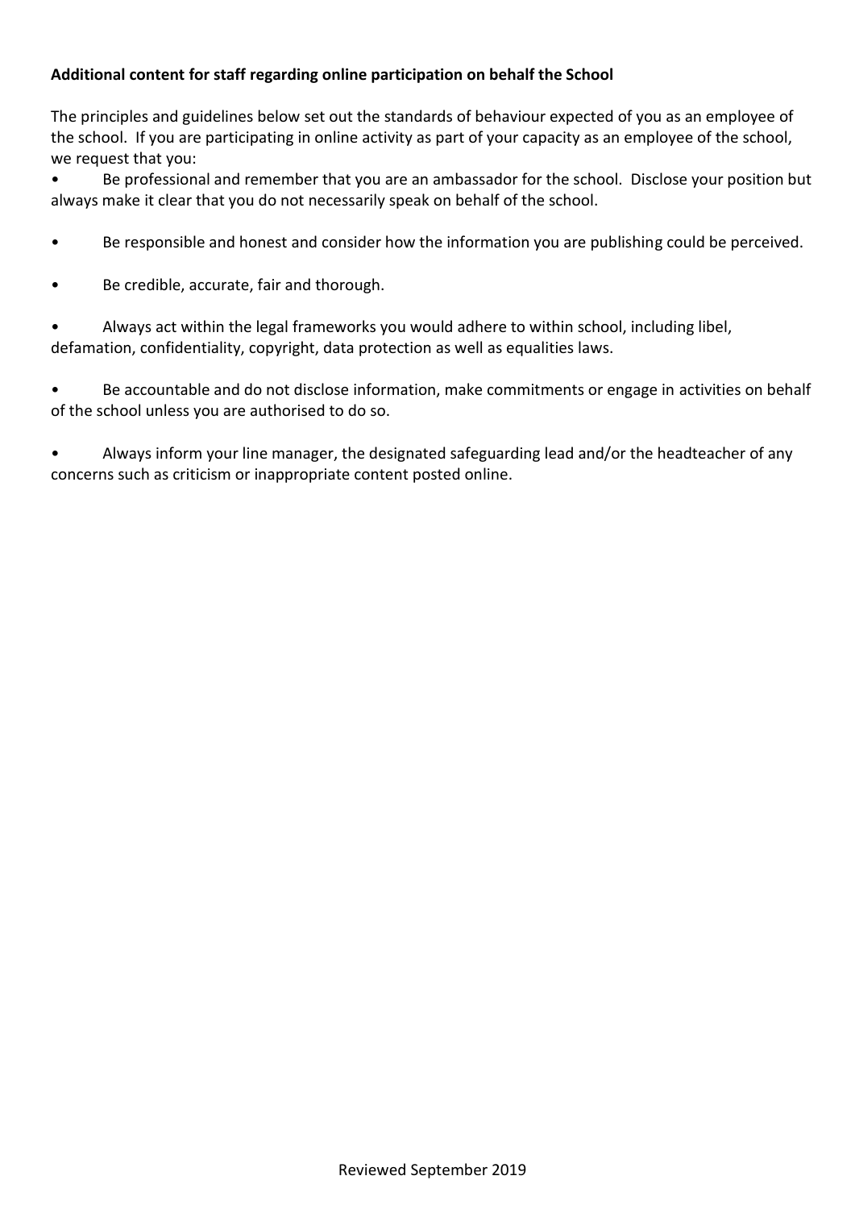**Additional content for staff regarding online participation on behalf the School**

The principles and guidelines below set out the standards of behaviour expected of you as an employee of the school. If you are participating in online activity as part of your capacity as an employee of the school, we request that you:

- Be professional and remember that you are an ambassador for the school. Disclose your position but always make it clear that you do not necessarily speak on behalf of the school.
- Be responsible and honest and consider how the information you are publishing could be perceived.
- Be credible, accurate, fair and thorough.
- Always act within the legal frameworks you would adhere to within school, including libel, defamation, confidentiality, copyright, data protection as well as equalities laws.
- Be accountable and do not disclose information, make commitments or engage in activities on behalf of the school unless you are authorised to do so.
- Always inform your line manager, the designated safeguarding lead and/or the headteacher of any concerns such as criticism or inappropriate content posted online.

Reviewed September 2019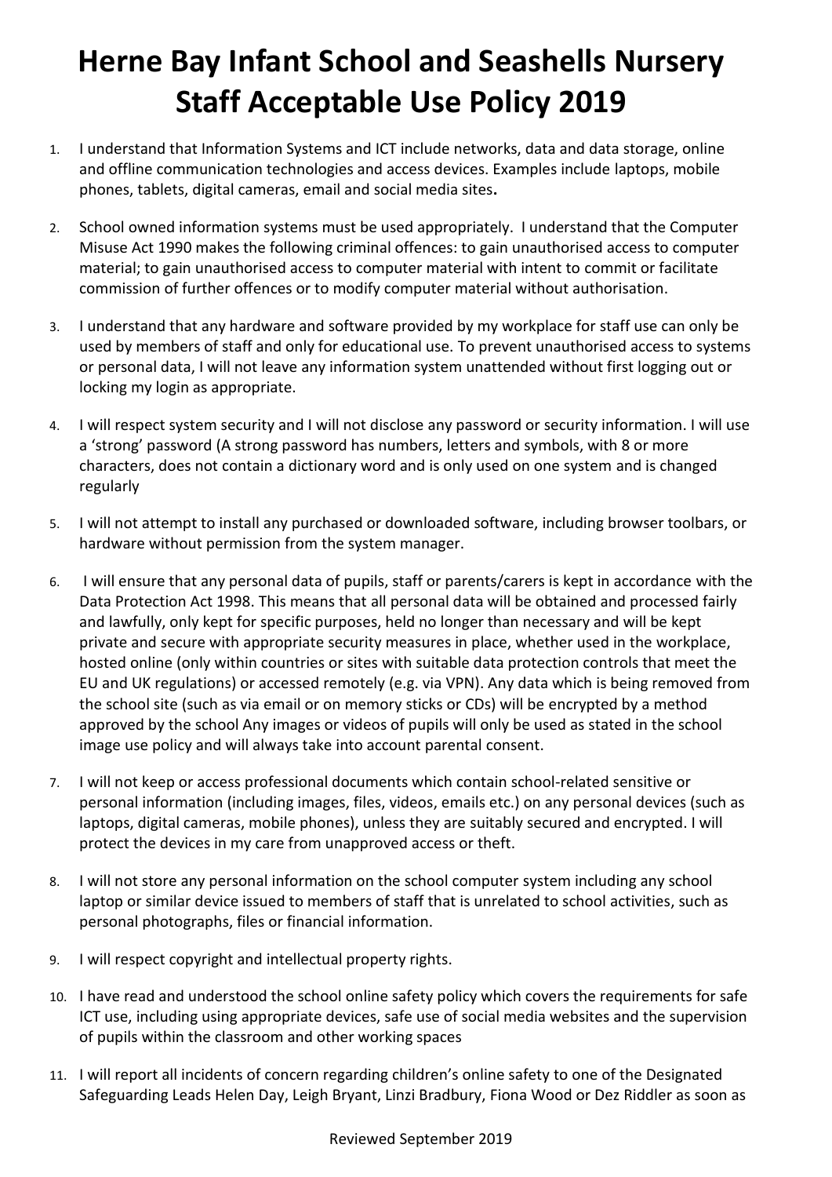# Herne Bay Infant School and Seashells Nursery Staff Acceptable Use Policy 2019

1. I understand that Information Systems and ICT include networks, data and data storage, online and offline communication technologies and access devices. Examples include laptops, mobile phones, tablets, digital cameras, email and social media sites**.**

2. School owned information systems must be used appropriately. I understand that the Computer Misuse Act 1990 makes the following criminal offences: to gain unauthorised access to computer material; to gain unauthorised access to computer material with intent to commit or facilitate commission of further offences or to modify computer material without authorisation.

3. I understand that any hardware and software provided by my workplace for staff use can only be used by members of staff and only for educational use. To prevent unauthorised access to systems or personal data, I will not leave any information system unattended without first logging out or locking my login as appropriate.

4. I will respect system security and I will not disclose any password or security information. I will use a 'strong' password (A strong password has numbers, letters and symbols, with 8 or more characters, does not contain a dictionary word and is only used on one system and is changed regularly

5. I will not attempt to install any purchased or downloaded software, including browser toolbars, or hardware without permission from the system manager.

6. I will ensure that any personal data of pupils, staff or parents/carers is kept in accordance with the Data Protection Act 1998. This means that all personal data will be obtained and processed fairly and lawfully, only kept for specific purposes, held no longer than necessary and will be kept private and secure with appropriate security measures in place, whether used in the workplace, hosted online (only within countries or sites with suitable data protection controls that meet the EU and UK regulations) or accessed remotely (e.g. via VPN). Any data which is being removed from the school site (such as via email or on memory sticks or CDs) will be encrypted by a method approved by the school Any images or videos of pupils will only be used as stated in the school image use policy and will always take into account parental consent.

7. I will not keep or access professional documents which contain school-related sensitive or personal information (including images, files, videos, emails etc.) on any personal devices (such as laptops, digital cameras, mobile phones), unless they are suitably secured and encrypted. I will protect the devices in my care from unapproved access or theft.

8. I will not store any personal information on the school computer system including any school laptop or similar device issued to members of staff that is unrelated to school activities, such as personal photographs, files or financial information.

9. I will respect copyright and intellectual property rights.

10. I have read and understood the school online safety policy which covers the requirements for safe ICT use, including using appropriate devices, safe use of social media websites and the supervision of pupils within the classroom and other working spaces

11. I will report all incidents of concern regarding children's online safety to one of the Designated Safeguarding Leads Helen Day, Leigh Bryant, Linzi Bradbury, Fiona Wood or Dez Riddler as soon as

Reviewed September 2019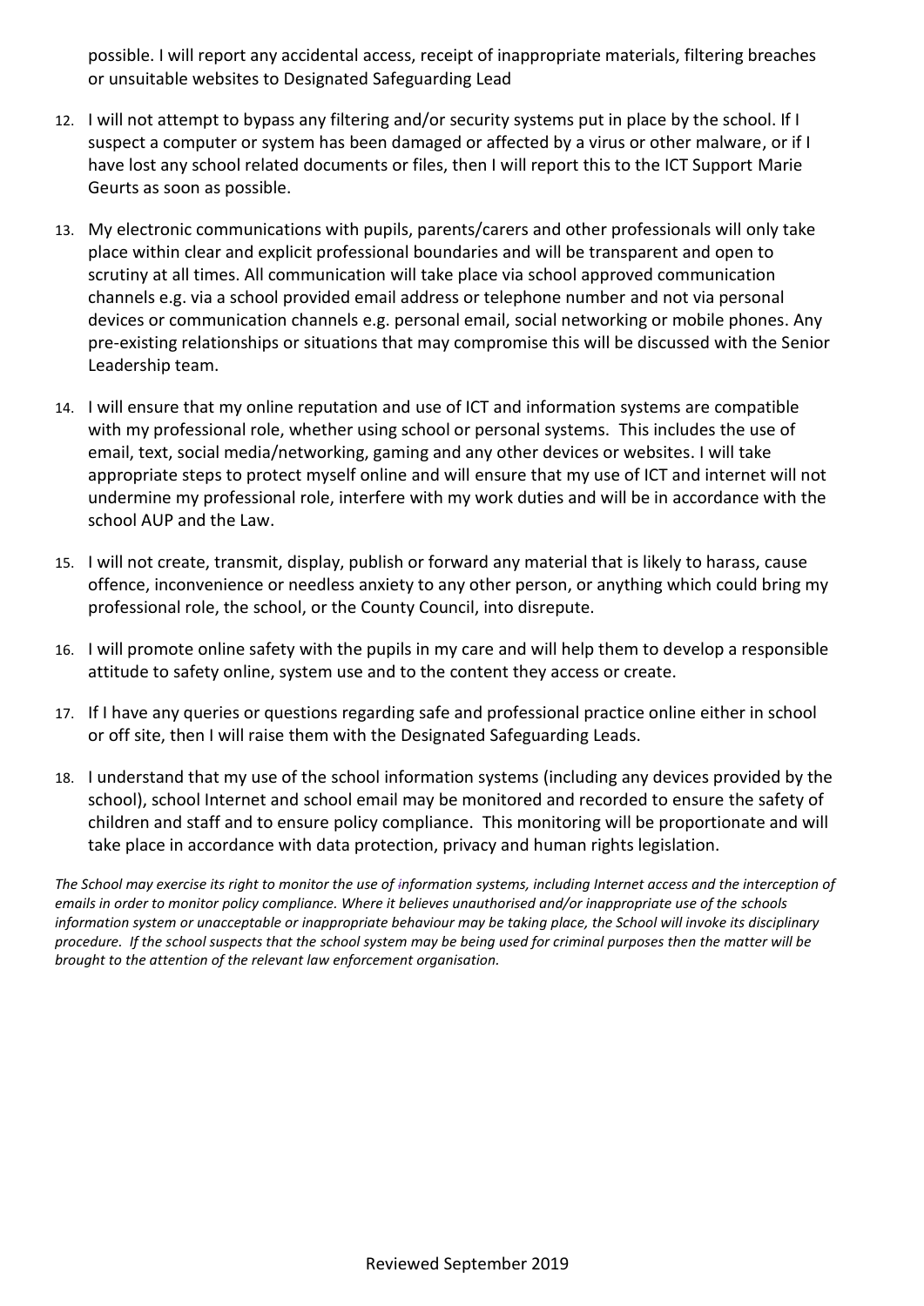possible. I will report any accidental access, receipt of inappropriate materials, filtering breaches or unsuitable websites to Designated Safeguarding Lead

12. I will not attempt to bypass any filtering and/or security systems put in place by the school. If I suspect a computer or system has been damaged or affected by a virus or other malware, or if I have lost any school related documents or files, then I will report this to the ICT Support Marie Geurts as soon as possible.

13. My electronic communications with pupils, parents/carers and other professionals will only take place within clear and explicit professional boundaries and will be transparent and open to scrutiny at all times. All communication will take place via school approved communication channels e.g. via a school provided email address or telephone number and not via personal devices or communication channels e.g. personal email, social networking or mobile phones. Any pre-existing relationships or situations that may compromise this will be discussed with the Senior Leadership team.

14. I will ensure that my online reputation and use of ICT and information systems are compatible with my professional role, whether using school or personal systems. This includes the use of email, text, social media/networking, gaming and any other devices or websites. I will take appropriate steps to protect myself online and will ensure that my use of ICT and internet will not undermine my professional role, interfere with my work duties and will be in accordance with the school AUP and the Law.

15. I will not create, transmit, display, publish or forward any material that is likely to harass, cause offence, inconvenience or needless anxiety to any other person, or anything which could bring my professional role, the school, or the County Council, into disrepute.

16. I will promote online safety with the pupils in my care and will help them to develop a responsible attitude to safety online, system use and to the content they access or create.

17. If I have any queries or questions regarding safe and professional practice online either in school or off site, then I will raise them with the Designated Safeguarding Leads.

18. I understand that my use of the school information systems (including any devices provided by the school), school Internet and school email may be monitored and recorded to ensure the safety of children and staff and to ensure policy compliance. This monitoring will be proportionate and will take place in accordance with data protection, privacy and human rights legislation.

*The School may exercise its right to monitor the use of information systems, including Internet access and the interception of emails in order to monitor policy compliance. Where it believes unauthorised and/or inappropriate use of the schools information system or unacceptable or inappropriate behaviour may be taking place, the School will invoke its disciplinary procedure. If the school suspects that the school system may be being used for criminal purposes then the matter will be brought to the attention of the relevant law enforcement organisation.*

Reviewed September 2019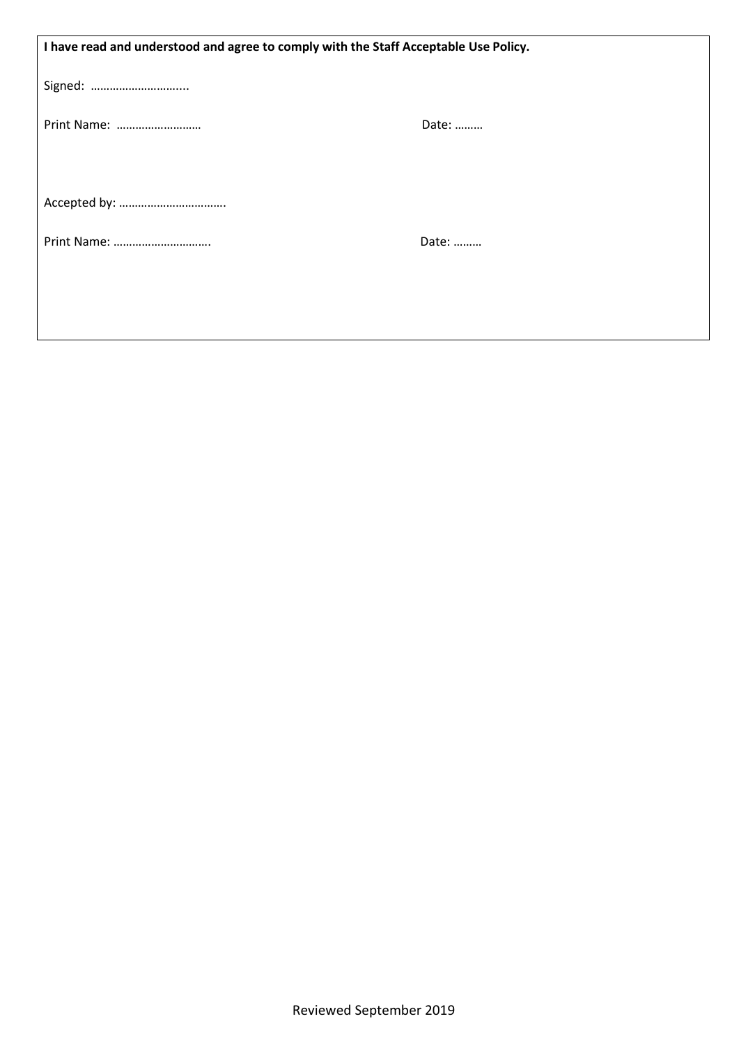**I have read and understood and agree to comply with the Staff Acceptable Use Policy.**

Signed: ………………………...

Print Name: …………………… Date: ………

Accepted by: …………………………..

Print Name: ……………………….. Date: ………

Reviewed September 2019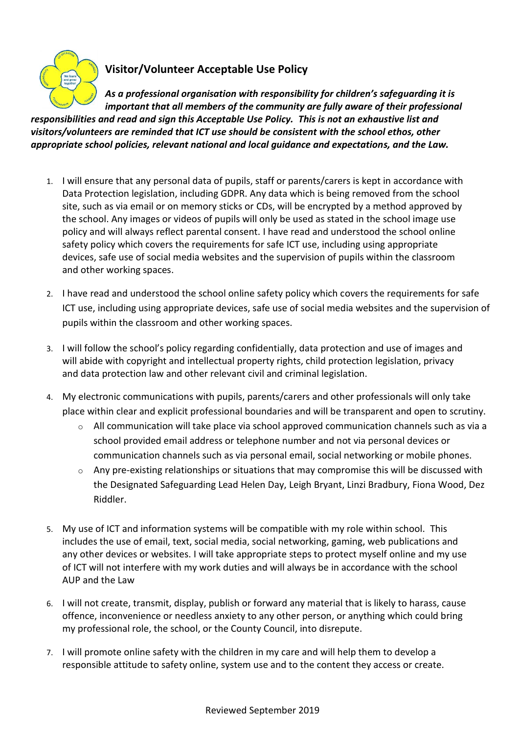## Visitor/Volunteer Acceptable Use Policy

***As a professional organisation with responsibility for children's safeguarding it is important that all members of the community are fully aware of their professional responsibilities and read and sign this Acceptable Use Policy. This is not an exhaustive list and visitors/volunteers are reminded that ICT use should be consistent with the school ethos, other appropriate school policies, relevant national and local guidance and expectations, and the Law.***

1. I will ensure that any personal data of pupils, staff or parents/carers is kept in accordance with Data Protection legislation, including GDPR. Any data which is being removed from the school site, such as via email or on memory sticks or CDs, will be encrypted by a method approved by the school. Any images or videos of pupils will only be used as stated in the school image use policy and will always reflect parental consent. I have read and understood the school online safety policy which covers the requirements for safe ICT use, including using appropriate devices, safe use of social media websites and the supervision of pupils within the classroom and other working spaces.

2. I have read and understood the school online safety policy which covers the requirements for safe ICT use, including using appropriate devices, safe use of social media websites and the supervision of pupils within the classroom and other working spaces.

3. I will follow the school's policy regarding confidentially, data protection and use of images and will abide with copyright and intellectual property rights, child protection legislation, privacy and data protection law and other relevant civil and criminal legislation.

4. My electronic communications with pupils, parents/carers and other professionals will only take place within clear and explicit professional boundaries and will be transparent and open to scrutiny.
   - All communication will take place via school approved communication channels such as via a school provided email address or telephone number and not via personal devices or communication channels such as via personal email, social networking or mobile phones.
   - Any pre-existing relationships or situations that may compromise this will be discussed with the Designated Safeguarding Lead Helen Day, Leigh Bryant, Linzi Bradbury, Fiona Wood, Dez Riddler.

5. My use of ICT and information systems will be compatible with my role within school. This includes the use of email, text, social media, social networking, gaming, web publications and any other devices or websites. I will take appropriate steps to protect myself online and my use of ICT will not interfere with my work duties and will always be in accordance with the school AUP and the Law

6. I will not create, transmit, display, publish or forward any material that is likely to harass, cause offence, inconvenience or needless anxiety to any other person, or anything which could bring my professional role, the school, or the County Council, into disrepute.

7. I will promote online safety with the children in my care and will help them to develop a responsible attitude to safety online, system use and to the content they access or create.

Reviewed September 2019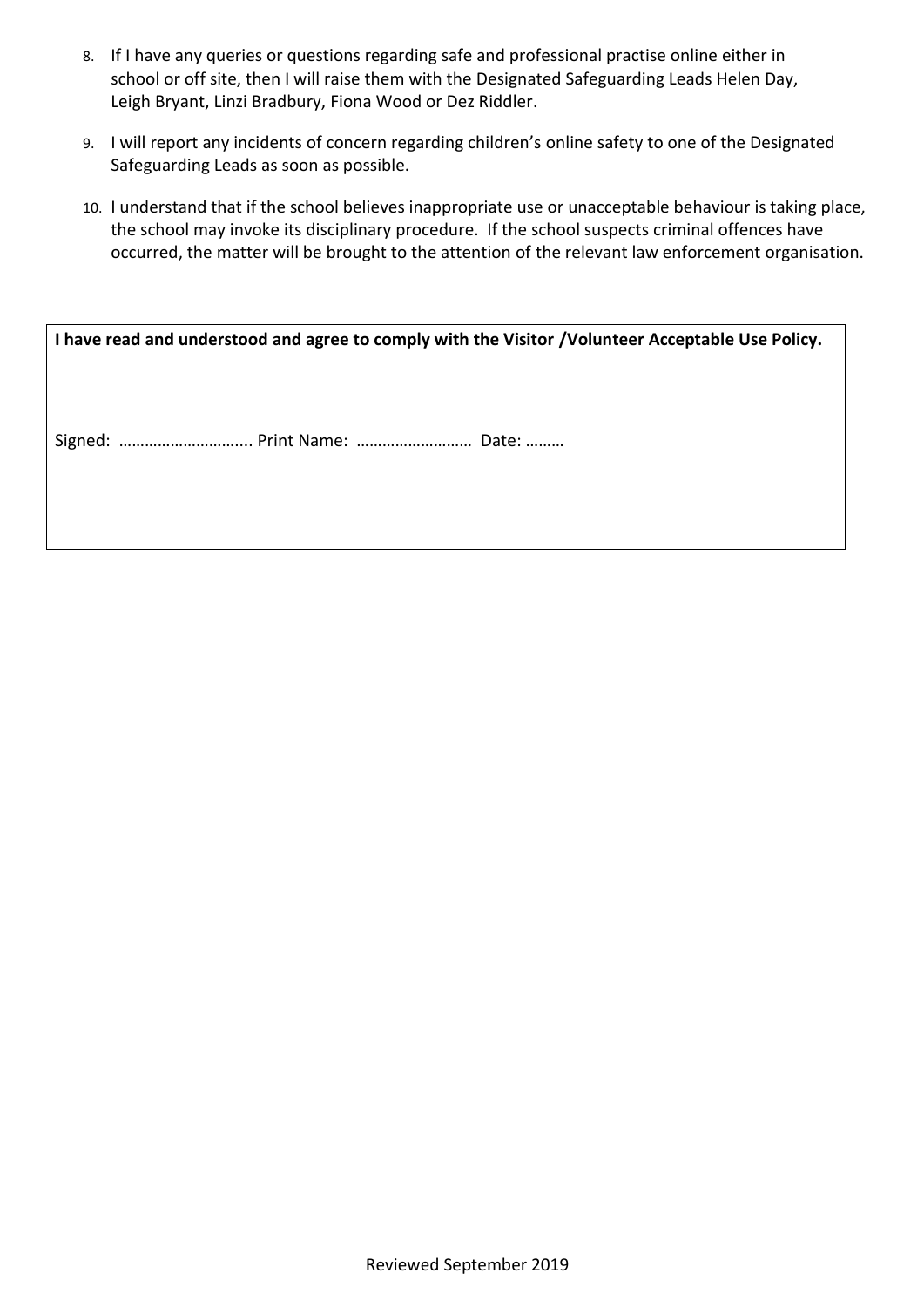8. If I have any queries or questions regarding safe and professional practise online either in school or off site, then I will raise them with the Designated Safeguarding Leads Helen Day, Leigh Bryant, Linzi Bradbury, Fiona Wood or Dez Riddler.

9. I will report any incidents of concern regarding children's online safety to one of the Designated Safeguarding Leads as soon as possible.

10. I understand that if the school believes inappropriate use or unacceptable behaviour is taking place, the school may invoke its disciplinary procedure. If the school suspects criminal offences have occurred, the matter will be brought to the attention of the relevant law enforcement organisation.

**I have read and understood and agree to comply with the Visitor /Volunteer Acceptable Use Policy.**

Signed: ………………………... Print Name: ……………………… Date: ………

Reviewed September 2019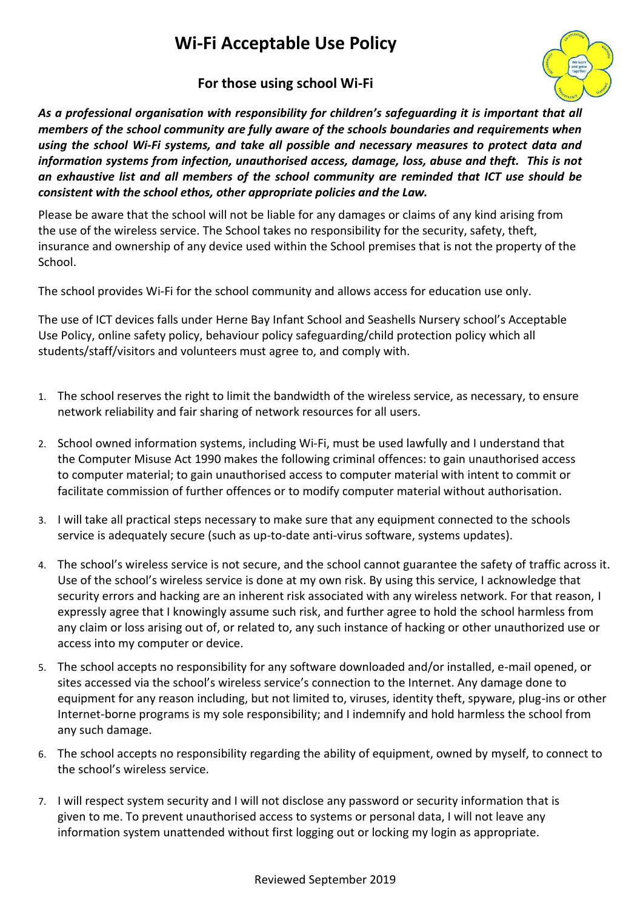# Wi-Fi Acceptable Use Policy

## For those using school Wi-Fi

***As a professional organisation with responsibility for children's safeguarding it is important that all members of the school community are fully aware of the schools boundaries and requirements when using the school Wi-Fi systems, and take all possible and necessary measures to protect data and information systems from infection, unauthorised access, damage, loss, abuse and theft. This is not an exhaustive list and all members of the school community are reminded that ICT use should be consistent with the school ethos, other appropriate policies and the Law.***

Please be aware that the school will not be liable for any damages or claims of any kind arising from the use of the wireless service. The School takes no responsibility for the security, safety, theft, insurance and ownership of any device used within the School premises that is not the property of the School.

The school provides Wi-Fi for the school community and allows access for education use only.

The use of ICT devices falls under Herne Bay Infant School and Seashells Nursery school's Acceptable Use Policy, online safety policy, behaviour policy safeguarding/child protection policy which all students/staff/visitors and volunteers must agree to, and comply with.

1. The school reserves the right to limit the bandwidth of the wireless service, as necessary, to ensure network reliability and fair sharing of network resources for all users.
2. School owned information systems, including Wi-Fi, must be used lawfully and I understand that the Computer Misuse Act 1990 makes the following criminal offences: to gain unauthorised access to computer material; to gain unauthorised access to computer material with intent to commit or facilitate commission of further offences or to modify computer material without authorisation.
3. I will take all practical steps necessary to make sure that any equipment connected to the schools service is adequately secure (such as up-to-date anti-virus software, systems updates).
4. The school's wireless service is not secure, and the school cannot guarantee the safety of traffic across it. Use of the school's wireless service is done at my own risk. By using this service, I acknowledge that security errors and hacking are an inherent risk associated with any wireless network. For that reason, I expressly agree that I knowingly assume such risk, and further agree to hold the school harmless from any claim or loss arising out of, or related to, any such instance of hacking or other unauthorized use or access into my computer or device.
5. The school accepts no responsibility for any software downloaded and/or installed, e-mail opened, or sites accessed via the school's wireless service's connection to the Internet. Any damage done to equipment for any reason including, but not limited to, viruses, identity theft, spyware, plug-ins or other Internet-borne programs is my sole responsibility; and I indemnify and hold harmless the school from any such damage.
6. The school accepts no responsibility regarding the ability of equipment, owned by myself, to connect to the school's wireless service.
7. I will respect system security and I will not disclose any password or security information that is given to me. To prevent unauthorised access to systems or personal data, I will not leave any information system unattended without first logging out or locking my login as appropriate.

Reviewed September 2019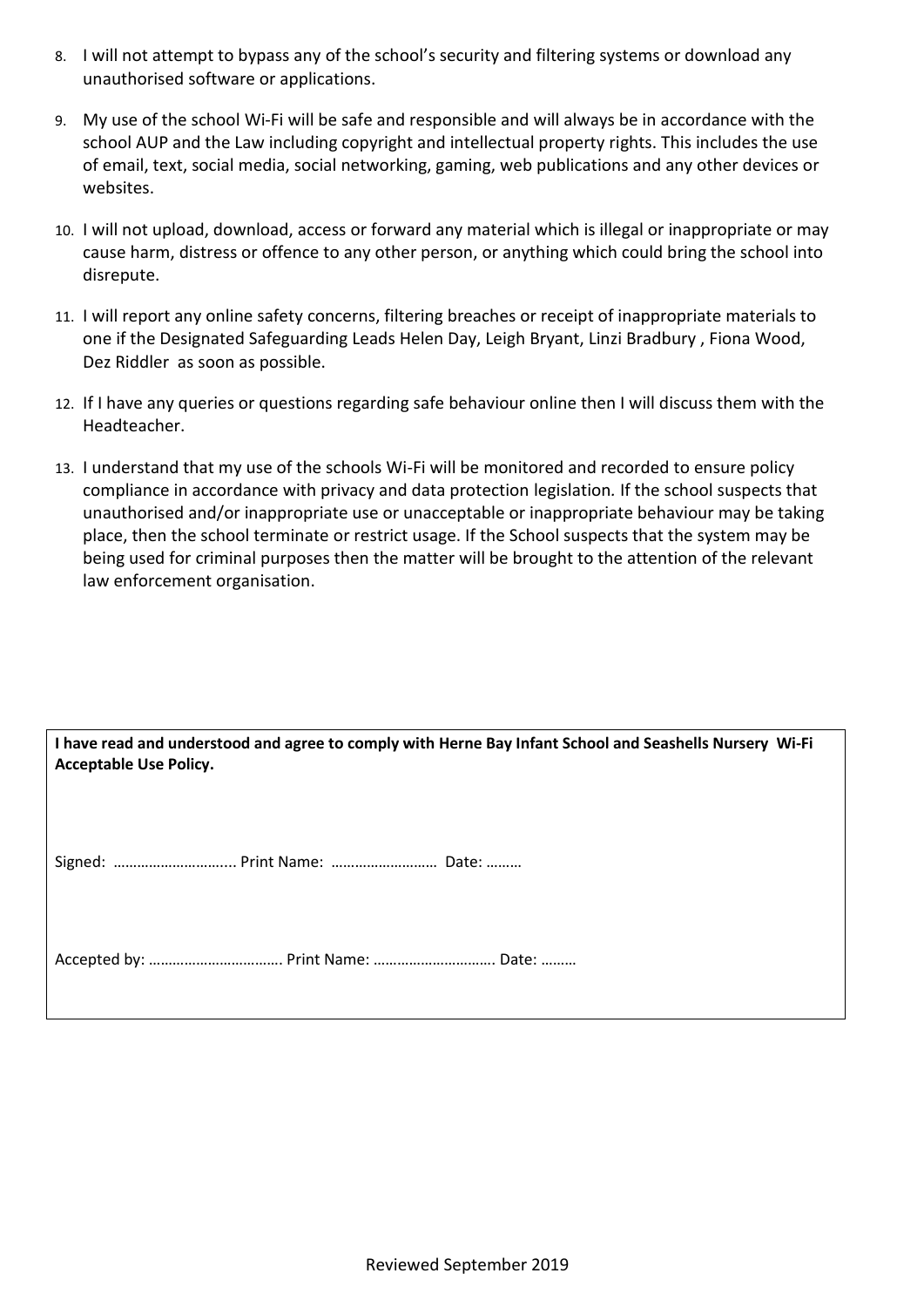8. I will not attempt to bypass any of the school's security and filtering systems or download any unauthorised software or applications.

9. My use of the school Wi-Fi will be safe and responsible and will always be in accordance with the school AUP and the Law including copyright and intellectual property rights. This includes the use of email, text, social media, social networking, gaming, web publications and any other devices or websites.

10. I will not upload, download, access or forward any material which is illegal or inappropriate or may cause harm, distress or offence to any other person, or anything which could bring the school into disrepute.

11. I will report any online safety concerns, filtering breaches or receipt of inappropriate materials to one if the Designated Safeguarding Leads Helen Day, Leigh Bryant, Linzi Bradbury , Fiona Wood, Dez Riddler as soon as possible.

12. If I have any queries or questions regarding safe behaviour online then I will discuss them with the Headteacher.

13. I understand that my use of the schools Wi-Fi will be monitored and recorded to ensure policy compliance in accordance with privacy and data protection legislation. If the school suspects that unauthorised and/or inappropriate use or unacceptable or inappropriate behaviour may be taking place, then the school terminate or restrict usage. If the School suspects that the system may be being used for criminal purposes then the matter will be brought to the attention of the relevant law enforcement organisation.

**I have read and understood and agree to comply with Herne Bay Infant School and Seashells Nursery Wi-Fi Acceptable Use Policy.**

Signed: ………………………... Print Name: …………………… Date: ………

Accepted by: ……………………………. Print Name: …………………………. Date: ………

Reviewed September 2019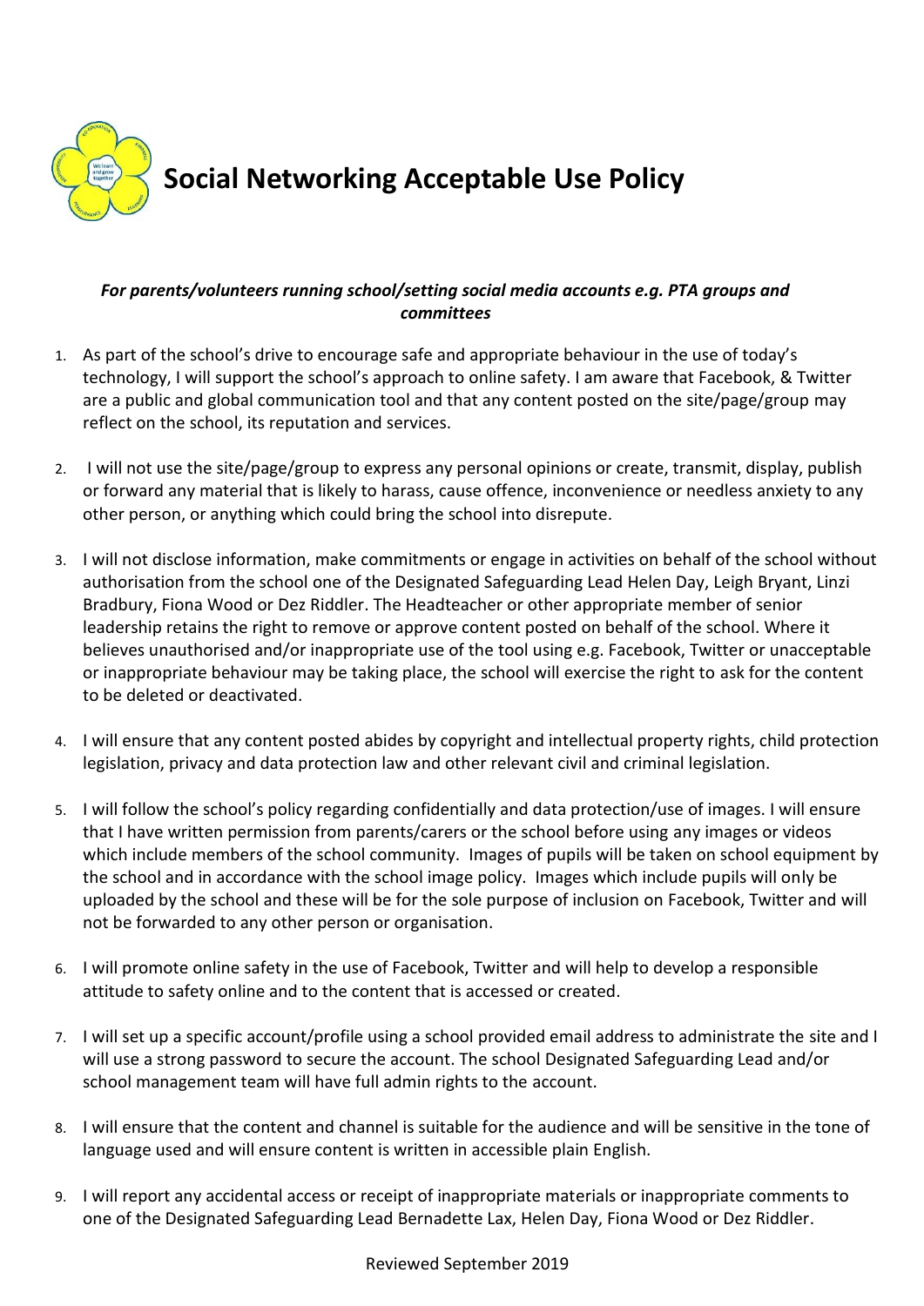# Social Networking Acceptable Use Policy

***For parents/volunteers running school/setting social media accounts e.g. PTA groups and committees***

1. As part of the school's drive to encourage safe and appropriate behaviour in the use of today's technology, I will support the school's approach to online safety. I am aware that Facebook, & Twitter are a public and global communication tool and that any content posted on the site/page/group may reflect on the school, its reputation and services.
2. I will not use the site/page/group to express any personal opinions or create, transmit, display, publish or forward any material that is likely to harass, cause offence, inconvenience or needless anxiety to any other person, or anything which could bring the school into disrepute.
3. I will not disclose information, make commitments or engage in activities on behalf of the school without authorisation from the school one of the Designated Safeguarding Lead Helen Day, Leigh Bryant, Linzi Bradbury, Fiona Wood or Dez Riddler. The Headteacher or other appropriate member of senior leadership retains the right to remove or approve content posted on behalf of the school. Where it believes unauthorised and/or inappropriate use of the tool using e.g. Facebook, Twitter or unacceptable or inappropriate behaviour may be taking place, the school will exercise the right to ask for the content to be deleted or deactivated.
4. I will ensure that any content posted abides by copyright and intellectual property rights, child protection legislation, privacy and data protection law and other relevant civil and criminal legislation.
5. I will follow the school's policy regarding confidentially and data protection/use of images. I will ensure that I have written permission from parents/carers or the school before using any images or videos which include members of the school community. Images of pupils will be taken on school equipment by the school and in accordance with the school image policy. Images which include pupils will only be uploaded by the school and these will be for the sole purpose of inclusion on Facebook, Twitter and will not be forwarded to any other person or organisation.
6. I will promote online safety in the use of Facebook, Twitter and will help to develop a responsible attitude to safety online and to the content that is accessed or created.
7. I will set up a specific account/profile using a school provided email address to administrate the site and I will use a strong password to secure the account. The school Designated Safeguarding Lead and/or school management team will have full admin rights to the account.
8. I will ensure that the content and channel is suitable for the audience and will be sensitive in the tone of language used and will ensure content is written in accessible plain English.
9. I will report any accidental access or receipt of inappropriate materials or inappropriate comments to one of the Designated Safeguarding Lead Bernadette Lax, Helen Day, Fiona Wood or Dez Riddler.

Reviewed September 2019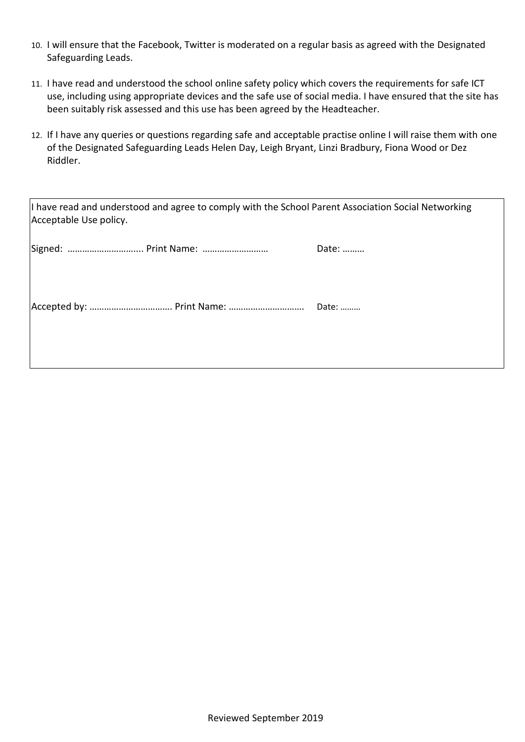10. I will ensure that the Facebook, Twitter is moderated on a regular basis as agreed with the Designated Safeguarding Leads.

11. I have read and understood the school online safety policy which covers the requirements for safe ICT use, including using appropriate devices and the safe use of social media. I have ensured that the site has been suitably risk assessed and this use has been agreed by the Headteacher.

12. If I have any queries or questions regarding safe and acceptable practise online I will raise them with one of the Designated Safeguarding Leads Helen Day, Leigh Bryant, Linzi Bradbury, Fiona Wood or Dez Riddler.

I have read and understood and agree to comply with the School Parent Association Social Networking Acceptable Use policy.

Signed: ………………………... Print Name: ……………………… Date: ………

Accepted by: ……………………………. Print Name: …………………………. Date: ………

Reviewed September 2019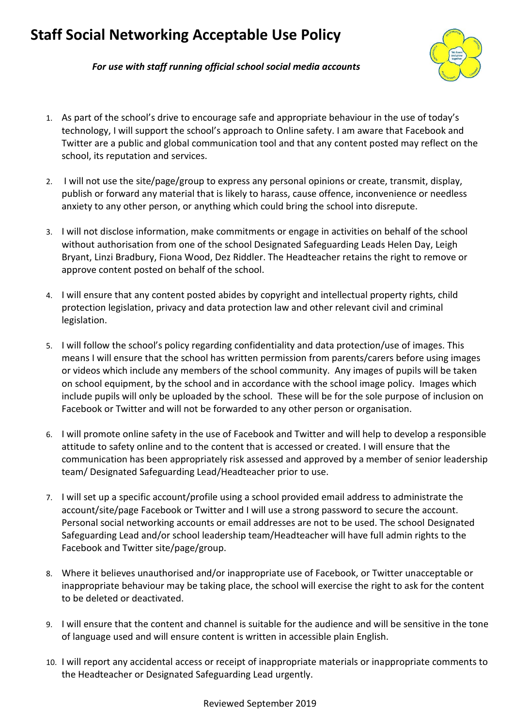# Staff Social Networking Acceptable Use Policy

***For use with staff running official school social media accounts***

1. As part of the school's drive to encourage safe and appropriate behaviour in the use of today's technology, I will support the school's approach to Online safety. I am aware that Facebook and Twitter are a public and global communication tool and that any content posted may reflect on the school, its reputation and services.

2. I will not use the site/page/group to express any personal opinions or create, transmit, display, publish or forward any material that is likely to harass, cause offence, inconvenience or needless anxiety to any other person, or anything which could bring the school into disrepute.

3. I will not disclose information, make commitments or engage in activities on behalf of the school without authorisation from one of the school Designated Safeguarding Leads Helen Day, Leigh Bryant, Linzi Bradbury, Fiona Wood, Dez Riddler. The Headteacher retains the right to remove or approve content posted on behalf of the school.

4. I will ensure that any content posted abides by copyright and intellectual property rights, child protection legislation, privacy and data protection law and other relevant civil and criminal legislation.

5. I will follow the school's policy regarding confidentiality and data protection/use of images. This means I will ensure that the school has written permission from parents/carers before using images or videos which include any members of the school community. Any images of pupils will be taken on school equipment, by the school and in accordance with the school image policy. Images which include pupils will only be uploaded by the school. These will be for the sole purpose of inclusion on Facebook or Twitter and will not be forwarded to any other person or organisation.

6. I will promote online safety in the use of Facebook and Twitter and will help to develop a responsible attitude to safety online and to the content that is accessed or created. I will ensure that the communication has been appropriately risk assessed and approved by a member of senior leadership team/ Designated Safeguarding Lead/Headteacher prior to use.

7. I will set up a specific account/profile using a school provided email address to administrate the account/site/page Facebook or Twitter and I will use a strong password to secure the account. Personal social networking accounts or email addresses are not to be used. The school Designated Safeguarding Lead and/or school leadership team/Headteacher will have full admin rights to the Facebook and Twitter site/page/group.

8. Where it believes unauthorised and/or inappropriate use of Facebook, or Twitter unacceptable or inappropriate behaviour may be taking place, the school will exercise the right to ask for the content to be deleted or deactivated.

9. I will ensure that the content and channel is suitable for the audience and will be sensitive in the tone of language used and will ensure content is written in accessible plain English.

10. I will report any accidental access or receipt of inappropriate materials or inappropriate comments to the Headteacher or Designated Safeguarding Lead urgently.

Reviewed September 2019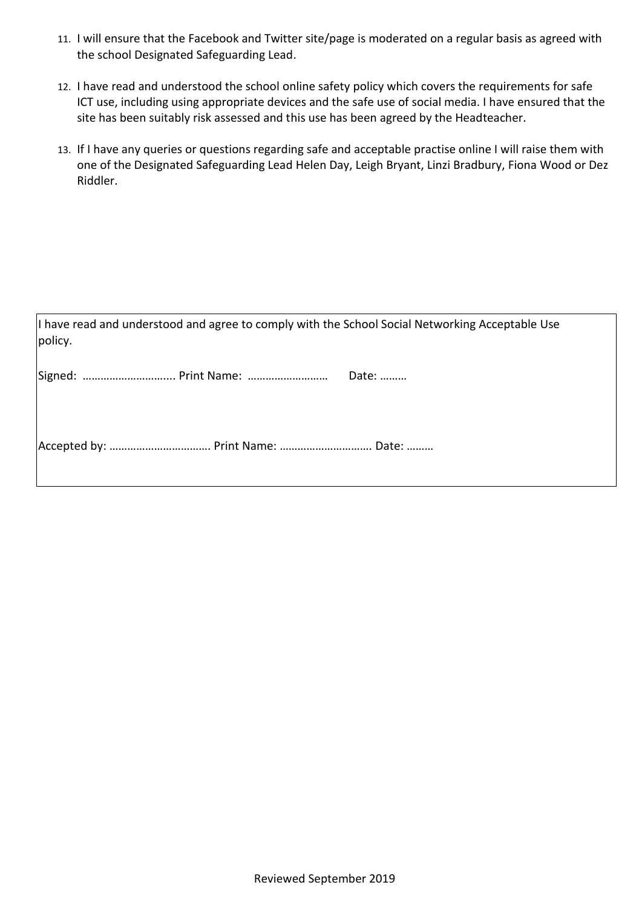11. I will ensure that the Facebook and Twitter site/page is moderated on a regular basis as agreed with the school Designated Safeguarding Lead.

12. I have read and understood the school online safety policy which covers the requirements for safe ICT use, including using appropriate devices and the safe use of social media. I have ensured that the site has been suitably risk assessed and this use has been agreed by the Headteacher.

13. If I have any queries or questions regarding safe and acceptable practise online I will raise them with one of the Designated Safeguarding Lead Helen Day, Leigh Bryant, Linzi Bradbury, Fiona Wood or Dez Riddler.

I have read and understood and agree to comply with the School Social Networking Acceptable Use policy.

Signed: ………………………... Print Name: ……………………… Date: ………

Accepted by: ……………………………. Print Name: …………………………. Date: ………

Reviewed September 2019